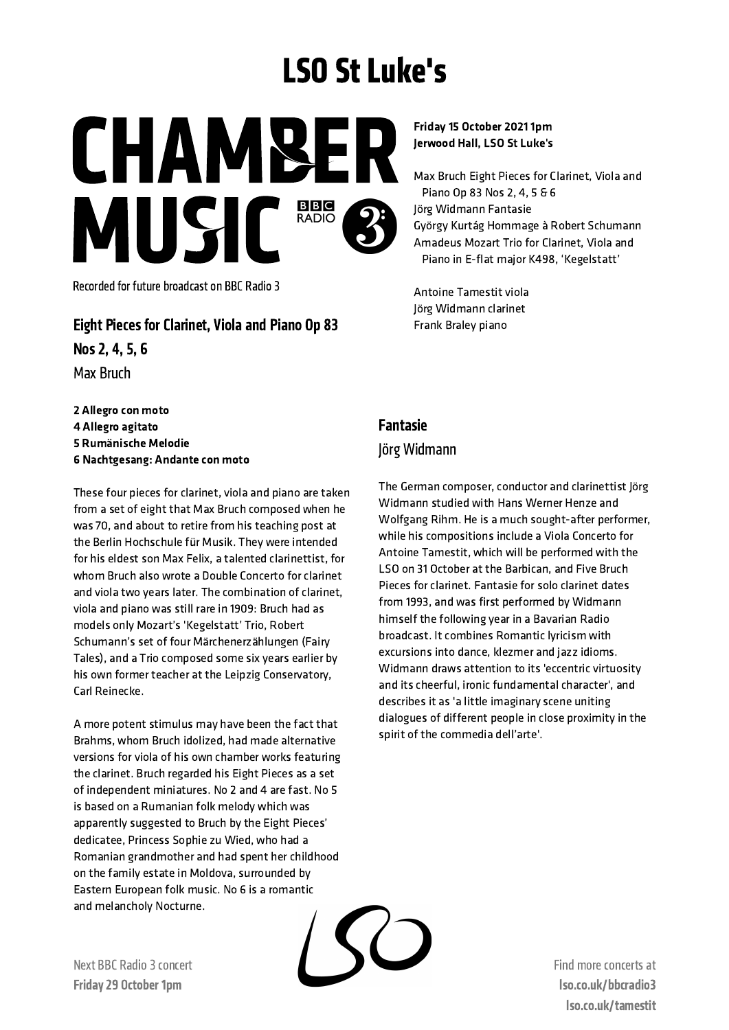# LSO St Luke's

# CHAMBER MUSIC

BBC RADIO 3

Recorded for future broadcast on BBC Radio 3

**Friday 15 October 2021 1pm**
**Jerwood Hall, LSO St Luke's**

Max Bruch Eight Pieces for Clarinet, Viola and Piano Op 83 Nos 2, 4, 5 & 6
Jörg Widmann Fantasie
György Kurtág Hommage à Robert Schumann
Amadeus Mozart Trio for Clarinet, Viola and Piano in E-flat major K498, 'Kegelstatt'

Antoine Tamestit viola
Jörg Widmann clarinet
Frank Braley piano

## Eight Pieces for Clarinet, Viola and Piano Op 83 Nos 2, 4, 5, 6

### Max Bruch

**2 Allegro con moto**
**4 Allegro agitato**
**5 Rumänische Melodie**
**6 Nachtgesang: Andante con moto**

These four pieces for clarinet, viola and piano are taken from a set of eight that Max Bruch composed when he was 70, and about to retire from his teaching post at the Berlin Hochschule für Musik. They were intended for his eldest son Max Felix, a talented clarinettist, for whom Bruch also wrote a Double Concerto for clarinet and viola two years later. The combination of clarinet, viola and piano was still rare in 1909: Bruch had as models only Mozart's 'Kegelstatt' Trio, Robert Schumann's set of four Märchenerzählungen (Fairy Tales), and a Trio composed some six years earlier by his own former teacher at the Leipzig Conservatory, Carl Reinecke.

A more potent stimulus may have been the fact that Brahms, whom Bruch idolized, had made alternative versions for viola of his own chamber works featuring the clarinet. Bruch regarded his Eight Pieces as a set of independent miniatures. No 2 and 4 are fast. No 5 is based on a Rumanian folk melody which was apparently suggested to Bruch by the Eight Pieces' dedicatee, Princess Sophie zu Wied, who had a Romanian grandmother and had spent her childhood on the family estate in Moldova, surrounded by Eastern European folk music. No 6 is a romantic and melancholy Nocturne.

## Fantasie

### Jörg Widmann

The German composer, conductor and clarinettist Jörg Widmann studied with Hans Werner Henze and Wolfgang Rihm. He is a much sought-after performer, while his compositions include a Viola Concerto for Antoine Tamestit, which will be performed with the LSO on 31 October at the Barbican, and Five Bruch Pieces for clarinet. Fantasie for solo clarinet dates from 1993, and was first performed by Widmann himself the following year in a Bavarian Radio broadcast. It combines Romantic lyricism with excursions into dance, klezmer and jazz idioms. Widmann draws attention to its 'eccentric virtuosity and its cheerful, ironic fundamental character', and describes it as 'a little imaginary scene uniting dialogues of different people in close proximity in the spirit of the commedia dell'arte'.

Next BBC Radio 3 concert
**Friday 29 October 1pm**

Find more concerts at
**lso.co.uk/bbcradio3**
**lso.co.uk/tamestit**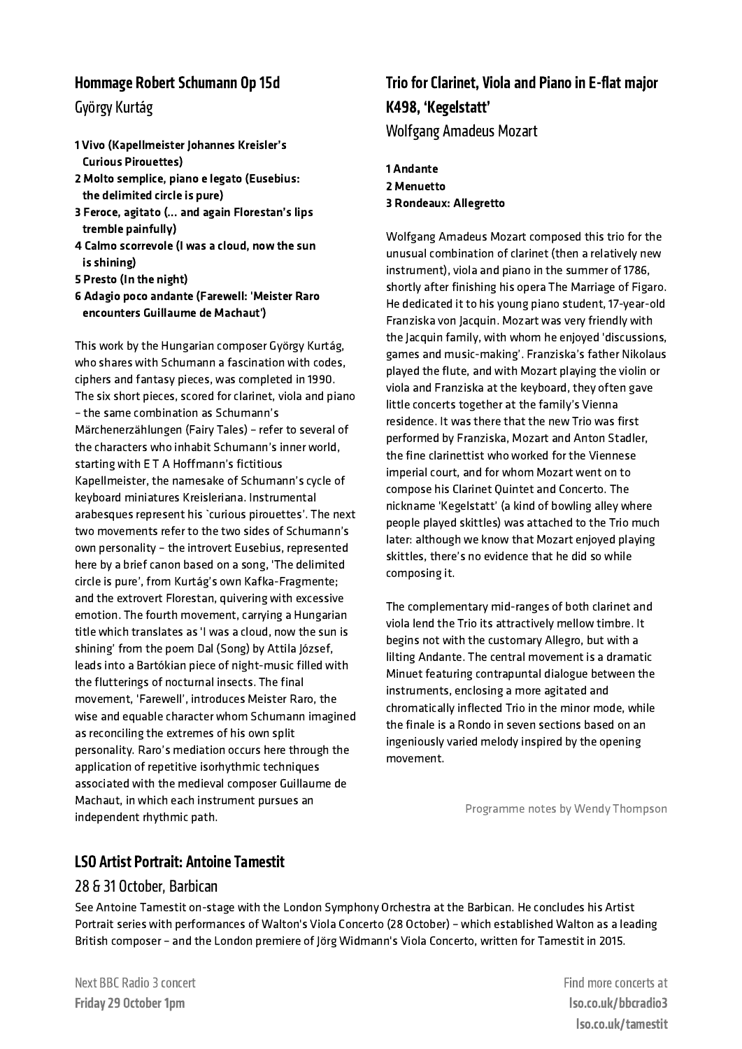## Hommage Robert Schumann Op 15d

### György Kurtág

**1 Vivo (Kapellmeister Johannes Kreisler's Curious Pirouettes)**
**2 Molto semplice, piano e legato (Eusebius: the delimited circle is pure)**
**3 Feroce, agitato (… and again Florestan's lips tremble painfully)**
**4 Calmo scorrevole (I was a cloud, now the sun is shining)**
**5 Presto (In the night)**
**6 Adagio poco andante (Farewell: 'Meister Raro encounters Guillaume de Machaut')**

This work by the Hungarian composer György Kurtág, who shares with Schumann a fascination with codes, ciphers and fantasy pieces, was completed in 1990. The six short pieces, scored for clarinet, viola and piano – the same combination as Schumann's Märchenerzählungen (Fairy Tales) – refer to several of the characters who inhabit Schumann's inner world, starting with E T A Hoffmann's fictitious Kapellmeister, the namesake of Schumann's cycle of keyboard miniatures Kreisleriana. Instrumental arabesques represent his `curious pirouettes'. The next two movements refer to the two sides of Schumann's own personality – the introvert Eusebius, represented here by a brief canon based on a song, 'The delimited circle is pure', from Kurtág's own Kafka-Fragmente; and the extrovert Florestan, quivering with excessive emotion. The fourth movement, carrying a Hungarian title which translates as 'I was a cloud, now the sun is shining' from the poem Dal (Song) by Attila József, leads into a Bartókian piece of night-music filled with the flutterings of nocturnal insects. The final movement, 'Farewell', introduces Meister Raro, the wise and equable character whom Schumann imagined as reconciling the extremes of his own split personality. Raro's mediation occurs here through the application of repetitive isorhythmic techniques associated with the medieval composer Guillaume de Machaut, in which each instrument pursues an independent rhythmic path.

## Trio for Clarinet, Viola and Piano in E-flat major K498, 'Kegelstatt'

### Wolfgang Amadeus Mozart

**1 Andante**
**2 Menuetto**
**3 Rondeaux: Allegretto**

Wolfgang Amadeus Mozart composed this trio for the unusual combination of clarinet (then a relatively new instrument), viola and piano in the summer of 1786, shortly after finishing his opera The Marriage of Figaro. He dedicated it to his young piano student, 17-year-old Franziska von Jacquin. Mozart was very friendly with the Jacquin family, with whom he enjoyed 'discussions, games and music-making'. Franziska's father Nikolaus played the flute, and with Mozart playing the violin or viola and Franziska at the keyboard, they often gave little concerts together at the family's Vienna residence. It was there that the new Trio was first performed by Franziska, Mozart and Anton Stadler, the fine clarinettist who worked for the Viennese imperial court, and for whom Mozart went on to compose his Clarinet Quintet and Concerto. The nickname 'Kegelstatt' (a kind of bowling alley where people played skittles) was attached to the Trio much later: although we know that Mozart enjoyed playing skittles, there's no evidence that he did so while composing it.

The complementary mid-ranges of both clarinet and viola lend the Trio its attractively mellow timbre. It begins not with the customary Allegro, but with a lilting Andante. The central movement is a dramatic Minuet featuring contrapuntal dialogue between the instruments, enclosing a more agitated and chromatically inflected Trio in the minor mode, while the finale is a Rondo in seven sections based on an ingeniously varied melody inspired by the opening movement.

Programme notes by Wendy Thompson

## LSO Artist Portrait: Antoine Tamestit

### 28 & 31 October, Barbican

See Antoine Tamestit on-stage with the London Symphony Orchestra at the Barbican. He concludes his Artist Portrait series with performances of Walton's Viola Concerto (28 October) – which established Walton as a leading British composer – and the London premiere of Jörg Widmann's Viola Concerto, written for Tamestit in 2015.

Next BBC Radio 3 concert
**Friday 29 October 1pm**

Find more concerts at
**lso.co.uk/bbcradio3**
**lso.co.uk/tamestit**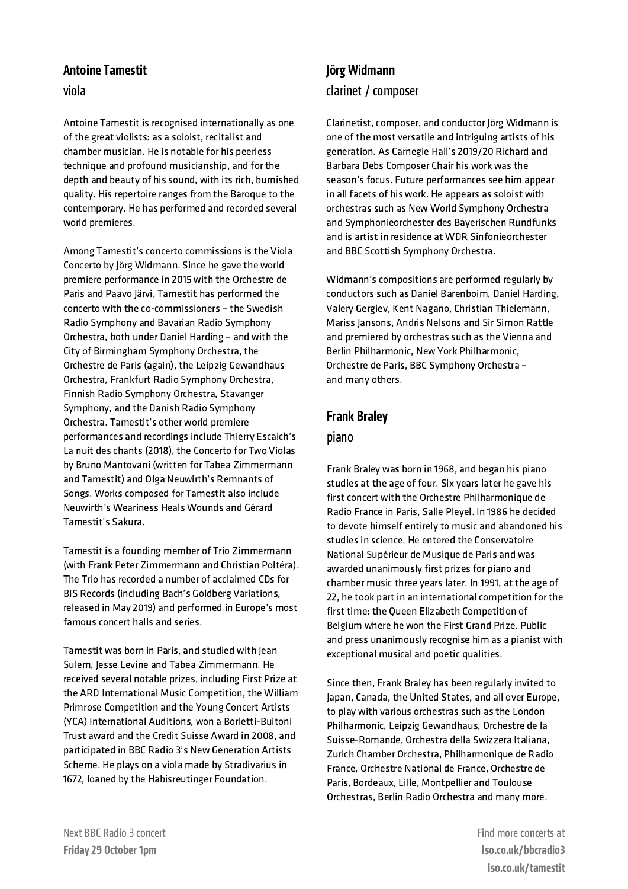## Antoine Tamestit

viola

Antoine Tamestit is recognised internationally as one of the great violists: as a soloist, recitalist and chamber musician. He is notable for his peerless technique and profound musicianship, and for the depth and beauty of his sound, with its rich, burnished quality. His repertoire ranges from the Baroque to the contemporary. He has performed and recorded several world premieres.

Among Tamestit's concerto commissions is the Viola Concerto by Jörg Widmann. Since he gave the world premiere performance in 2015 with the Orchestre de Paris and Paavo Järvi, Tamestit has performed the concerto with the co-commissioners – the Swedish Radio Symphony and Bavarian Radio Symphony Orchestra, both under Daniel Harding – and with the City of Birmingham Symphony Orchestra, the Orchestre de Paris (again), the Leipzig Gewandhaus Orchestra, Frankfurt Radio Symphony Orchestra, Finnish Radio Symphony Orchestra, Stavanger Symphony, and the Danish Radio Symphony Orchestra. Tamestit's other world premiere performances and recordings include Thierry Escaich's La nuit des chants (2018), the Concerto for Two Violas by Bruno Mantovani (written for Tabea Zimmermann and Tamestit) and Olga Neuwirth's Remnants of Songs. Works composed for Tamestit also include Neuwirth's Weariness Heals Wounds and Gérard Tamestit's Sakura.

Tamestit is a founding member of Trio Zimmermann (with Frank Peter Zimmermann and Christian Poltéra). The Trio has recorded a number of acclaimed CDs for BIS Records (including Bach's Goldberg Variations, released in May 2019) and performed in Europe's most famous concert halls and series.

Tamestit was born in Paris, and studied with Jean Sulem, Jesse Levine and Tabea Zimmermann. He received several notable prizes, including First Prize at the ARD International Music Competition, the William Primrose Competition and the Young Concert Artists (YCA) International Auditions, won a Borletti-Buitoni Trust award and the Credit Suisse Award in 2008, and participated in BBC Radio 3's New Generation Artists Scheme. He plays on a viola made by Stradivarius in 1672, loaned by the Habisreutinger Foundation.

## Jörg Widmann

clarinet / composer

Clarinetist, composer, and conductor Jörg Widmann is one of the most versatile and intriguing artists of his generation. As Carnegie Hall's 2019/20 Richard and Barbara Debs Composer Chair his work was the season's focus. Future performances see him appear in all facets of his work. He appears as soloist with orchestras such as New World Symphony Orchestra and Symphonieorchester des Bayerischen Rundfunks and is artist in residence at WDR Sinfonieorchester and BBC Scottish Symphony Orchestra.

Widmann's compositions are performed regularly by conductors such as Daniel Barenboim, Daniel Harding, Valery Gergiev, Kent Nagano, Christian Thielemann, Mariss Jansons, Andris Nelsons and Sir Simon Rattle and premiered by orchestras such as the Vienna and Berlin Philharmonic, New York Philharmonic, Orchestre de Paris, BBC Symphony Orchestra – and many others.

## Frank Braley

piano

Frank Braley was born in 1968, and began his piano studies at the age of four. Six years later he gave his first concert with the Orchestre Philharmonique de Radio France in Paris, Salle Pleyel. In 1986 he decided to devote himself entirely to music and abandoned his studies in science. He entered the Conservatoire National Supérieur de Musique de Paris and was awarded unanimously first prizes for piano and chamber music three years later. In 1991, at the age of 22, he took part in an international competition for the first time: the Queen Elizabeth Competition of Belgium where he won the First Grand Prize. Public and press unanimously recognise him as a pianist with exceptional musical and poetic qualities.

Since then, Frank Braley has been regularly invited to Japan, Canada, the United States, and all over Europe, to play with various orchestras such as the London Philharmonic, Leipzig Gewandhaus, Orchestre de la Suisse-Romande, Orchestra della Swizzera Italiana, Zurich Chamber Orchestra, Philharmonique de Radio France, Orchestre National de France, Orchestre de Paris, Bordeaux, Lille, Montpellier and Toulouse Orchestras, Berlin Radio Orchestra and many more.

Next BBC Radio 3 concert
**Friday 29 October 1pm**

Find more concerts at
**lso.co.uk/bbcradio3**
**lso.co.uk/tamestit**